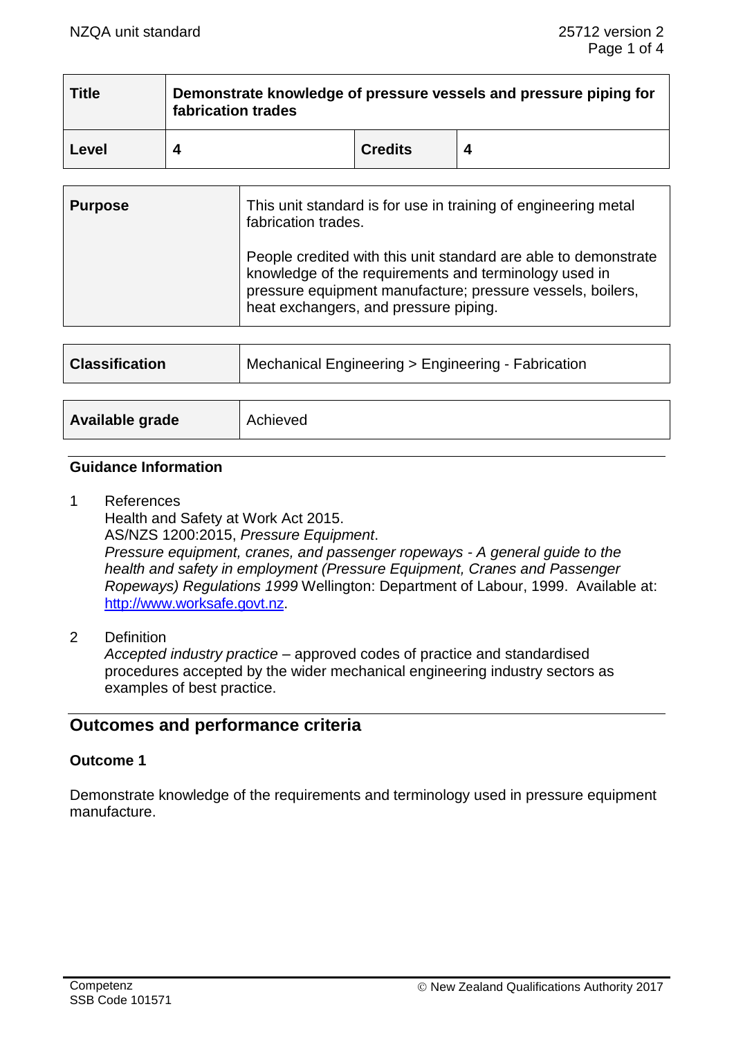| Title | Demonstrate knowledge of pressure vessels and pressure piping for fabrication trades | | |
|---|---|---|---|
| Level | 4 | Credits | 4 |

| Purpose | This unit standard is for use in training of engineering metal fabrication trades.<br><br>People credited with this unit standard are able to demonstrate knowledge of the requirements and terminology used in pressure equipment manufacture; pressure vessels, boilers, heat exchangers, and pressure piping. |
|---|---|

| Classification | Mechanical Engineering > Engineering - Fabrication |
|---|---|

| Available grade | Achieved |
|---|---|

## Guidance Information

1 References
Health and Safety at Work Act 2015.
AS/NZS 1200:2015, *Pressure Equipment*.
*Pressure equipment, cranes, and passenger ropeways - A general guide to the health and safety in employment (Pressure Equipment, Cranes and Passenger Ropeways) Regulations 1999* Wellington: Department of Labour, 1999. Available at: http://www.worksafe.govt.nz.

2 Definition
*Accepted industry practice* – approved codes of practice and standardised procedures accepted by the wider mechanical engineering industry sectors as examples of best practice.

## Outcomes and performance criteria

### Outcome 1

Demonstrate knowledge of the requirements and terminology used in pressure equipment manufacture.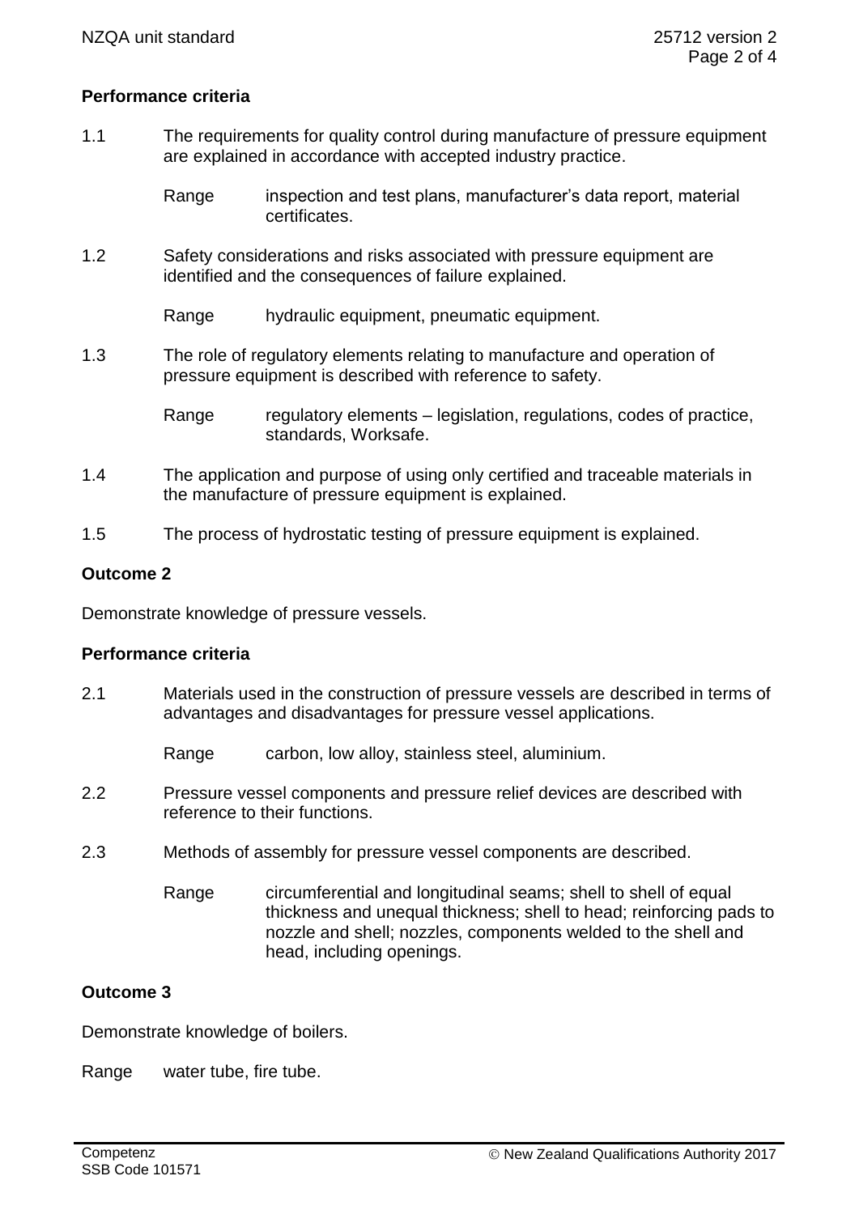**Performance criteria**

1.1 The requirements for quality control during manufacture of pressure equipment are explained in accordance with accepted industry practice.

Range inspection and test plans, manufacturer's data report, material certificates.

1.2 Safety considerations and risks associated with pressure equipment are identified and the consequences of failure explained.

Range hydraulic equipment, pneumatic equipment.

1.3 The role of regulatory elements relating to manufacture and operation of pressure equipment is described with reference to safety.

Range regulatory elements – legislation, regulations, codes of practice, standards, Worksafe.

1.4 The application and purpose of using only certified and traceable materials in the manufacture of pressure equipment is explained.

1.5 The process of hydrostatic testing of pressure equipment is explained.

**Outcome 2**

Demonstrate knowledge of pressure vessels.

**Performance criteria**

2.1 Materials used in the construction of pressure vessels are described in terms of advantages and disadvantages for pressure vessel applications.

Range carbon, low alloy, stainless steel, aluminium.

2.2 Pressure vessel components and pressure relief devices are described with reference to their functions.

2.3 Methods of assembly for pressure vessel components are described.

Range circumferential and longitudinal seams; shell to shell of equal thickness and unequal thickness; shell to head; reinforcing pads to nozzle and shell; nozzles, components welded to the shell and head, including openings.

**Outcome 3**

Demonstrate knowledge of boilers.

Range water tube, fire tube.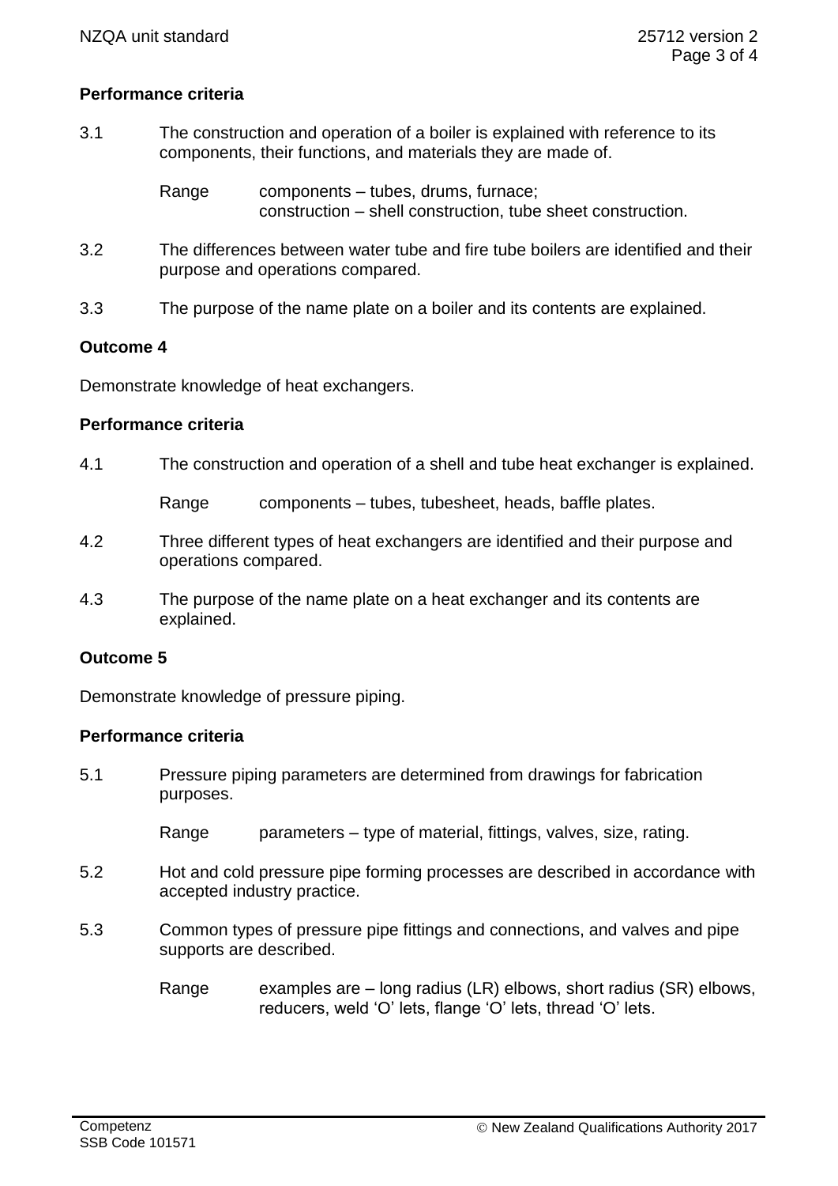**Performance criteria**

3.1 The construction and operation of a boiler is explained with reference to its components, their functions, and materials they are made of.

Range components – tubes, drums, furnace;
construction – shell construction, tube sheet construction.

3.2 The differences between water tube and fire tube boilers are identified and their purpose and operations compared.

3.3 The purpose of the name plate on a boiler and its contents are explained.

**Outcome 4**

Demonstrate knowledge of heat exchangers.

**Performance criteria**

4.1 The construction and operation of a shell and tube heat exchanger is explained.

Range components – tubes, tubesheet, heads, baffle plates.

4.2 Three different types of heat exchangers are identified and their purpose and operations compared.

4.3 The purpose of the name plate on a heat exchanger and its contents are explained.

**Outcome 5**

Demonstrate knowledge of pressure piping.

**Performance criteria**

5.1 Pressure piping parameters are determined from drawings for fabrication purposes.

Range parameters – type of material, fittings, valves, size, rating.

5.2 Hot and cold pressure pipe forming processes are described in accordance with accepted industry practice.

5.3 Common types of pressure pipe fittings and connections, and valves and pipe supports are described.

Range examples are – long radius (LR) elbows, short radius (SR) elbows, reducers, weld 'O' lets, flange 'O' lets, thread 'O' lets.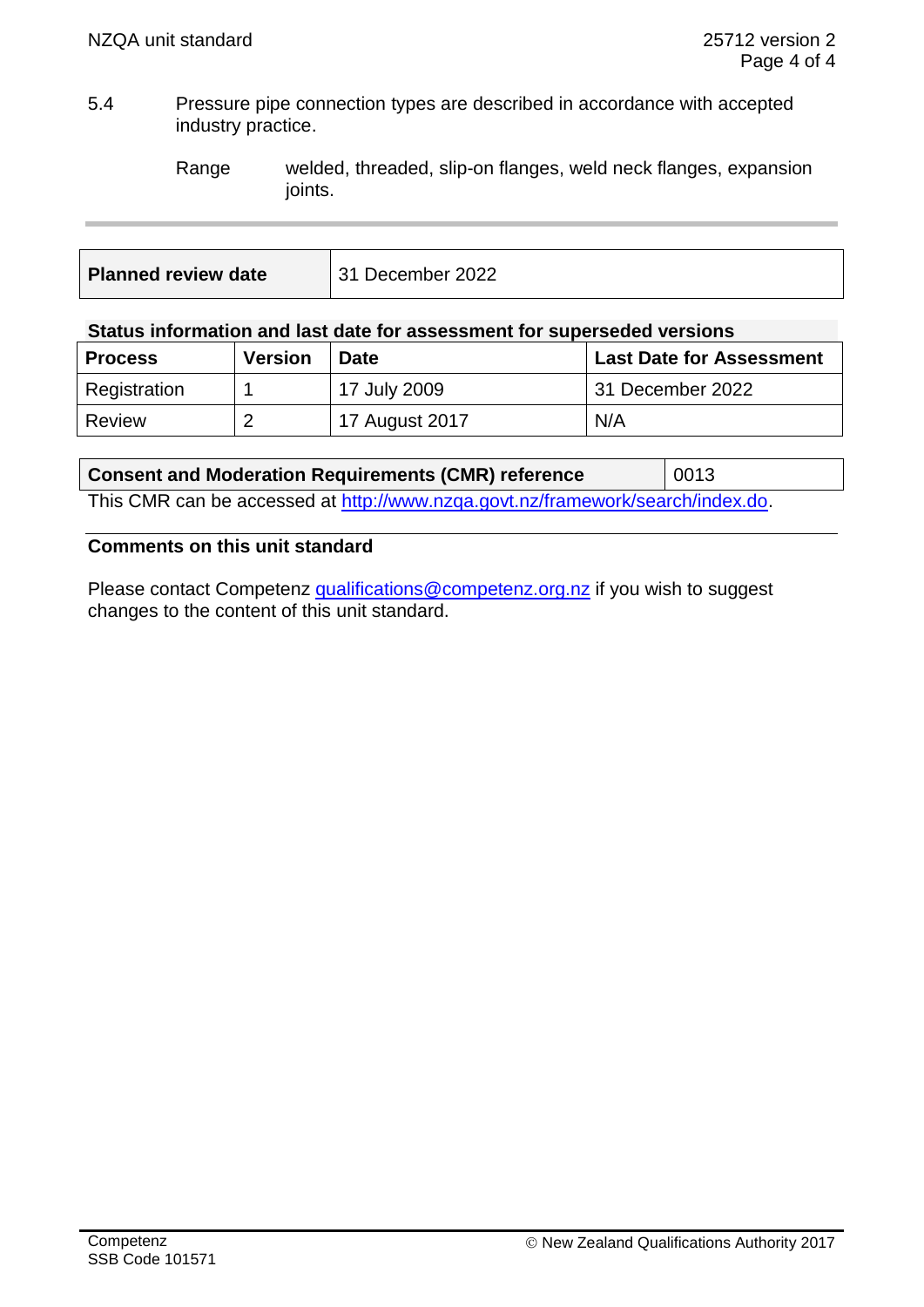5.4 Pressure pipe connection types are described in accordance with accepted industry practice.

Range welded, threaded, slip-on flanges, weld neck flanges, expansion joints.

| | |
|---|---|
| **Planned review date** | 31 December 2022 |

**Status information and last date for assessment for superseded versions**

| Process | Version | Date | Last Date for Assessment |
|---|---|---|---|
| Registration | 1 | 17 July 2009 | 31 December 2022 |
| Review | 2 | 17 August 2017 | N/A |

| | |
|---|---|
| **Consent and Moderation Requirements (CMR) reference** | 0013 |

This CMR can be accessed at http://www.nzqa.govt.nz/framework/search/index.do.

**Comments on this unit standard**

Please contact Competenz qualifications@competenz.org.nz if you wish to suggest changes to the content of this unit standard.